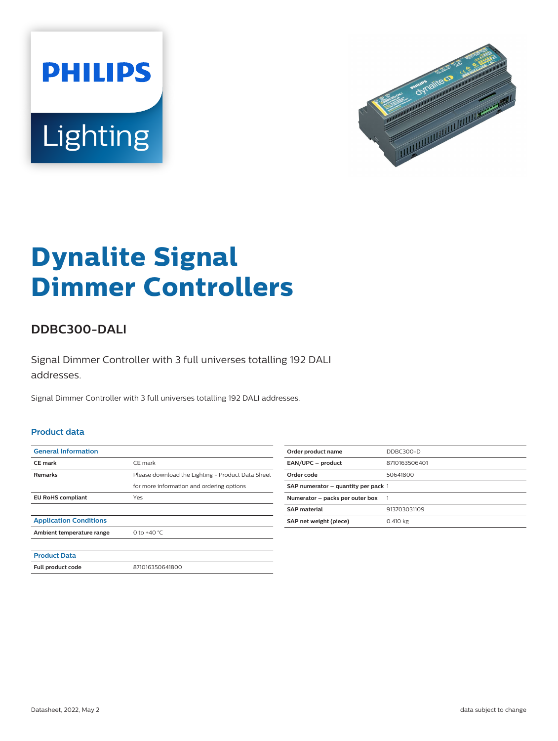Philips Lighting

# Dynalite Signal Dimmer Controllers

## DDBC300-DALI

Signal Dimmer Controller with 3 full universes totalling 192 DALI addresses.

Signal Dimmer Controller with 3 full universes totalling 192 DALI addresses.

### Product data

| General Information | |
|---|---|
| CE mark | CE mark |
| Remarks | Please download the Lighting - Product Data Sheet for more information and ordering options |
| EU RoHS compliant | Yes |

| Application Conditions | |
|---|---|
| Ambient temperature range | 0 to +40 °C |

| Product Data | |
|---|---|
| Full product code | 871016350641800 |

| | |
|---|---|
| Order product name | DDBC300-D |
| EAN/UPC – product | 8710163506401 |
| Order code | 50641800 |
| SAP numerator – quantity per pack | 1 |
| Numerator – packs per outer box | 1 |
| SAP material | 913703031109 |
| SAP net weight (piece) | 0.410 kg |

Datasheet, 2022, May 2 — data subject to change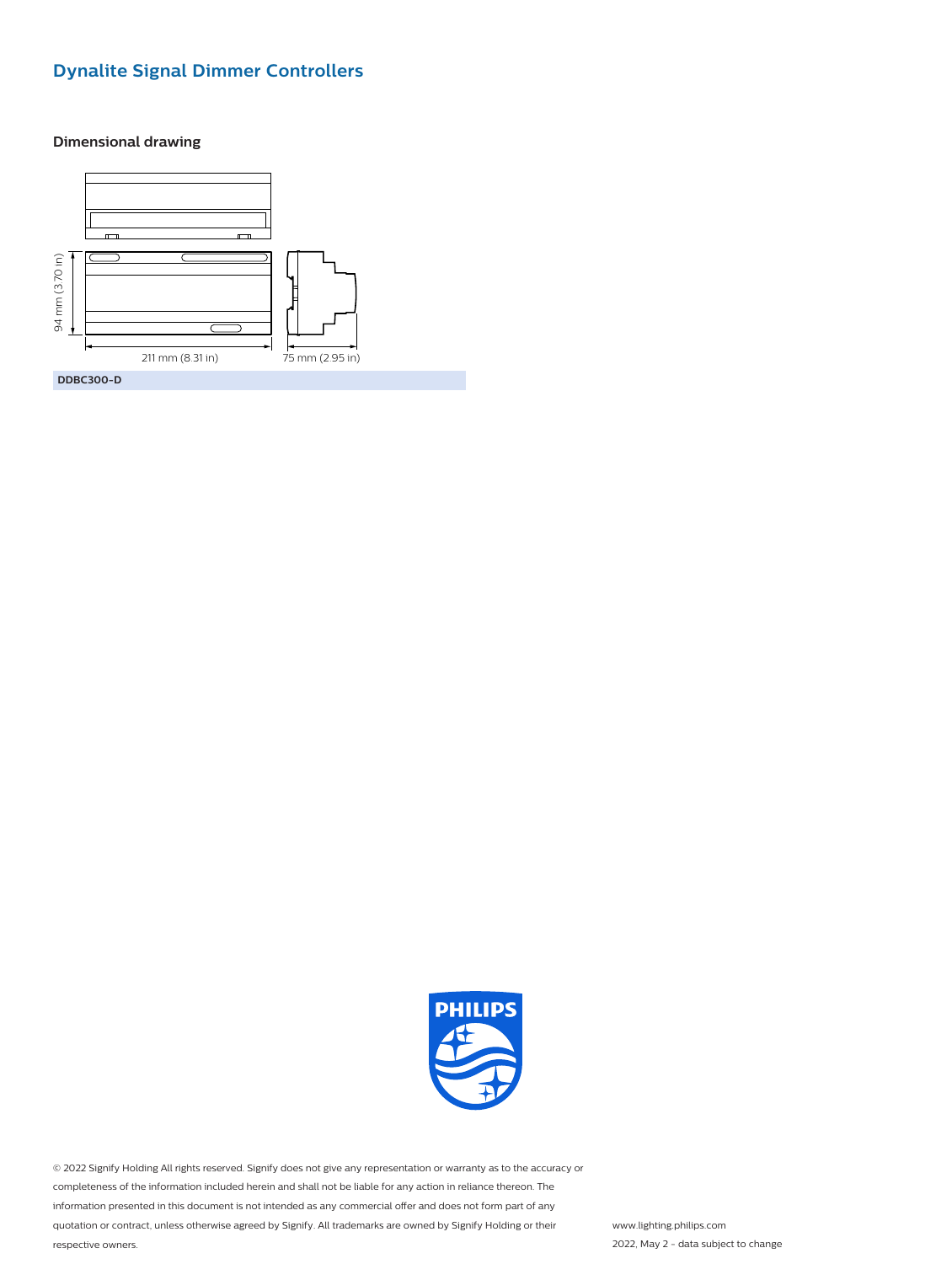# Dynalite Signal Dimmer Controllers

### Dimensional drawing

94 mm (3.70 in)

211 mm (8.31 in)

75 mm (2.95 in)

**DDBC300-D**

© 2022 Signify Holding All rights reserved. Signify does not give any representation or warranty as to the accuracy or completeness of the information included herein and shall not be liable for any action in reliance thereon. The information presented in this document is not intended as any commercial offer and does not form part of any quotation or contract, unless otherwise agreed by Signify. All trademarks are owned by Signify Holding or their respective owners.

www.lighting.philips.com
2022, May 2 - data subject to change